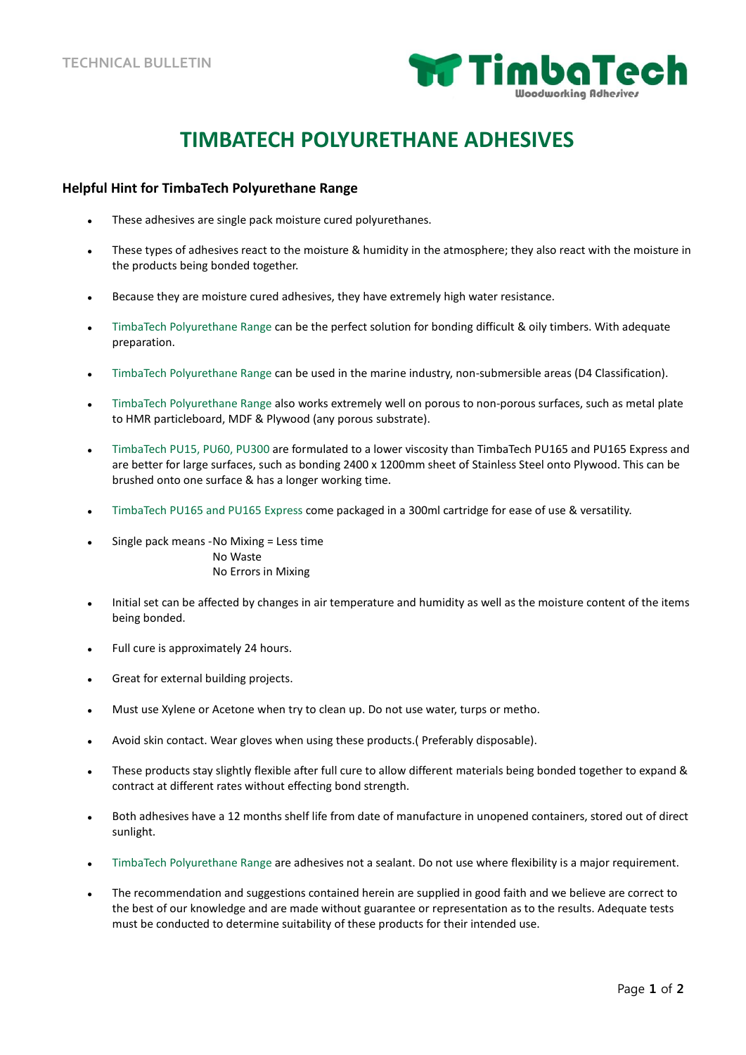TECHNICAL BULLETIN

TimbaTech
Woodworking Adhesives

# TIMBATECH POLYURETHANE ADHESIVES

### Helpful Hint for TimbaTech Polyurethane Range

- These adhesives are single pack moisture cured polyurethanes.
- These types of adhesives react to the moisture & humidity in the atmosphere; they also react with the moisture in the products being bonded together.
- Because they are moisture cured adhesives, they have extremely high water resistance.
- TimbaTech Polyurethane Range can be the perfect solution for bonding difficult & oily timbers. With adequate preparation.
- TimbaTech Polyurethane Range can be used in the marine industry, non-submersible areas (D4 Classification).
- TimbaTech Polyurethane Range also works extremely well on porous to non-porous surfaces, such as metal plate to HMR particleboard, MDF & Plywood (any porous substrate).
- TimbaTech PU15, PU60, PU300 are formulated to a lower viscosity than TimbaTech PU165 and PU165 Express and are better for large surfaces, such as bonding 2400 x 1200mm sheet of Stainless Steel onto Plywood. This can be brushed onto one surface & has a longer working time.
- TimbaTech PU165 and PU165 Express come packaged in a 300ml cartridge for ease of use & versatility.
- Single pack means -No Mixing = Less time  
  No Waste  
  No Errors in Mixing
- Initial set can be affected by changes in air temperature and humidity as well as the moisture content of the items being bonded.
- Full cure is approximately 24 hours.
- Great for external building projects.
- Must use Xylene or Acetone when try to clean up. Do not use water, turps or metho.
- Avoid skin contact. Wear gloves when using these products.( Preferably disposable).
- These products stay slightly flexible after full cure to allow different materials being bonded together to expand & contract at different rates without effecting bond strength.
- Both adhesives have a 12 months shelf life from date of manufacture in unopened containers, stored out of direct sunlight.
- TimbaTech Polyurethane Range are adhesives not a sealant. Do not use where flexibility is a major requirement.
- The recommendation and suggestions contained herein are supplied in good faith and we believe are correct to the best of our knowledge and are made without guarantee or representation as to the results. Adequate tests must be conducted to determine suitability of these products for their intended use.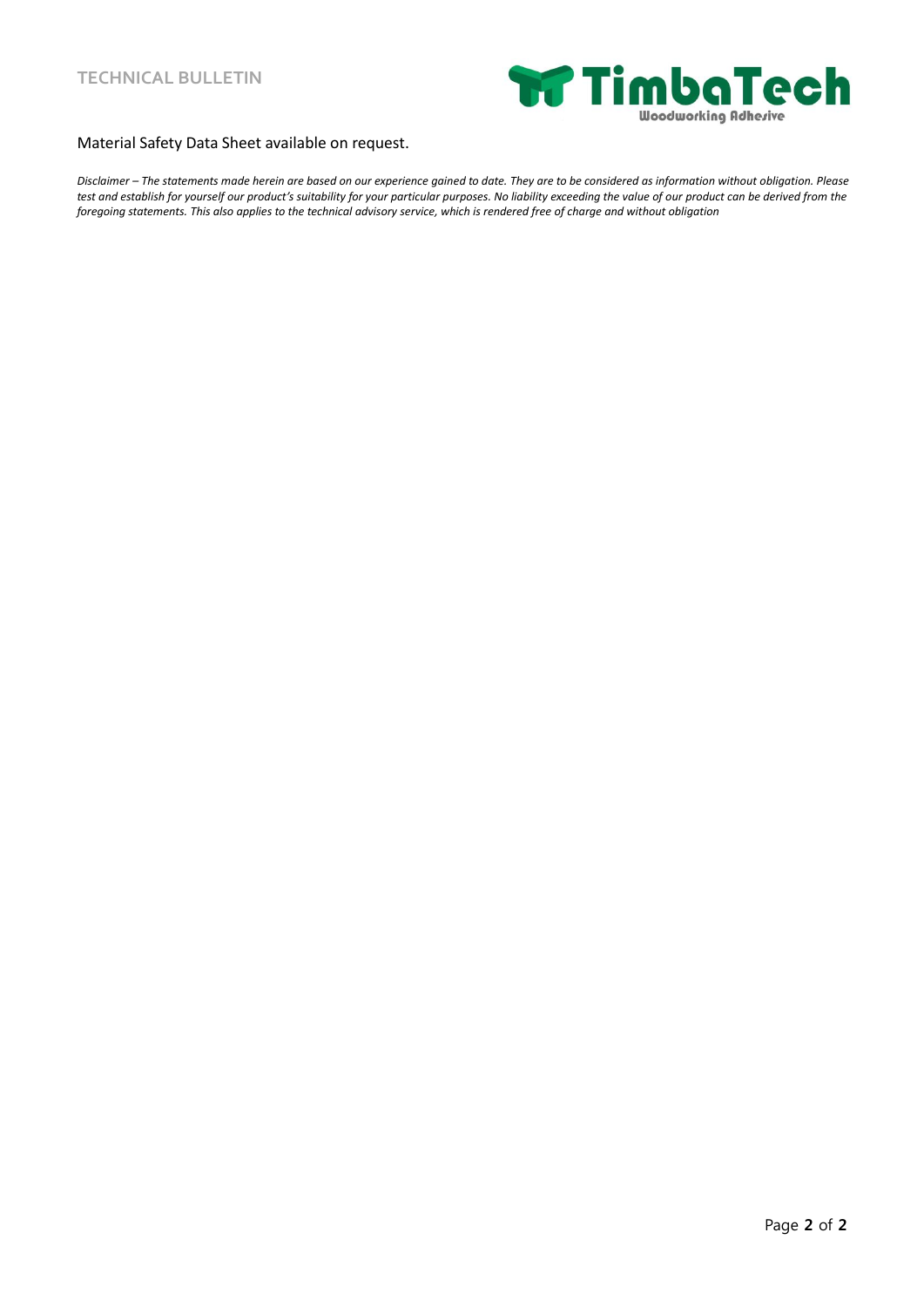Material Safety Data Sheet available on request.

*Disclaimer – The statements made herein are based on our experience gained to date. They are to be considered as information without obligation. Please test and establish for yourself our product's suitability for your particular purposes. No liability exceeding the value of our product can be derived from the foregoing statements. This also applies to the technical advisory service, which is rendered free of charge and without obligation*